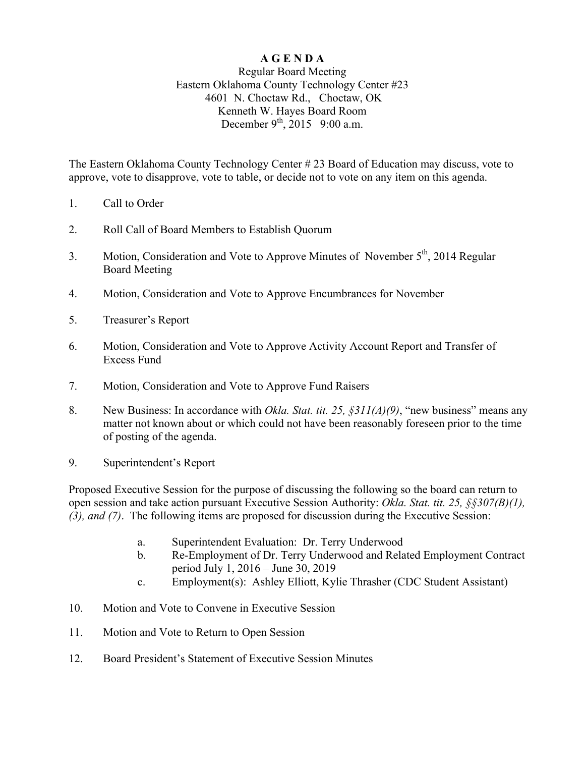# A G E N D A

Regular Board Meeting
Eastern Oklahoma County Technology Center #23
4601 N. Choctaw Rd., Choctaw, OK
Kenneth W. Hayes Board Room
December 9th, 2015 9:00 a.m.

The Eastern Oklahoma County Technology Center # 23 Board of Education may discuss, vote to approve, vote to disapprove, vote to table, or decide not to vote on any item on this agenda.

1. Call to Order

2. Roll Call of Board Members to Establish Quorum

3. Motion, Consideration and Vote to Approve Minutes of November 5th, 2014 Regular Board Meeting

4. Motion, Consideration and Vote to Approve Encumbrances for November

5. Treasurer's Report

6. Motion, Consideration and Vote to Approve Activity Account Report and Transfer of Excess Fund

7. Motion, Consideration and Vote to Approve Fund Raisers

8. New Business: In accordance with *Okla. Stat. tit. 25, §311(A)(9)*, "new business" means any matter not known about or which could not have been reasonably foreseen prior to the time of posting of the agenda.

9. Superintendent's Report

Proposed Executive Session for the purpose of discussing the following so the board can return to open session and take action pursuant Executive Session Authority: *Okla. Stat. tit. 25, §§307(B)(1), (3), and (7)*. The following items are proposed for discussion during the Executive Session:

   a. Superintendent Evaluation: Dr. Terry Underwood
   b. Re-Employment of Dr. Terry Underwood and Related Employment Contract period July 1, 2016 – June 30, 2019
   c. Employment(s): Ashley Elliott, Kylie Thrasher (CDC Student Assistant)

10. Motion and Vote to Convene in Executive Session

11. Motion and Vote to Return to Open Session

12. Board President's Statement of Executive Session Minutes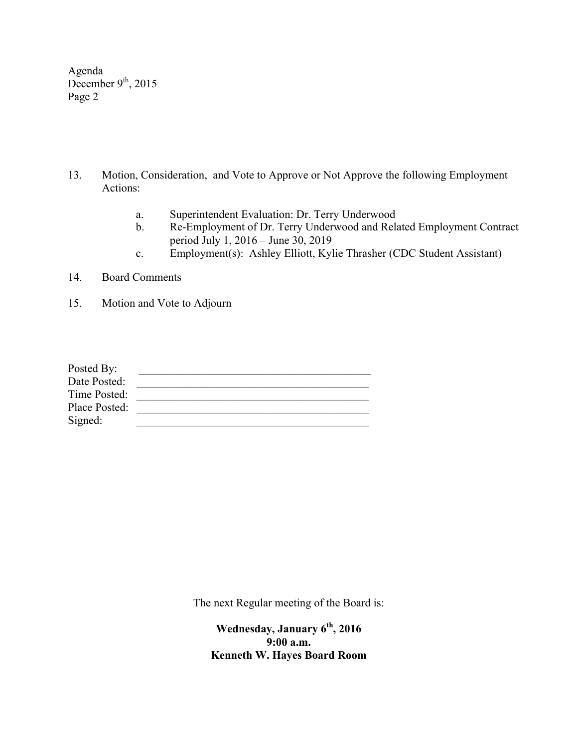13. Motion, Consideration, and Vote to Approve or Not Approve the following Employment Actions:

    a. Superintendent Evaluation: Dr. Terry Underwood
    b. Re-Employment of Dr. Terry Underwood and Related Employment Contract period July 1, 2016 – June 30, 2019
    c. Employment(s): Ashley Elliott, Kylie Thrasher (CDC Student Assistant)

14. Board Comments

15. Motion and Vote to Adjourn

Posted By: ___________________________________________
Date Posted: ___________________________________________
Time Posted: ___________________________________________
Place Posted: ___________________________________________
Signed: ___________________________________________

The next Regular meeting of the Board is:

**Wednesday, January 6th, 2016**
**9:00 a.m.**
**Kenneth W. Hayes Board Room**